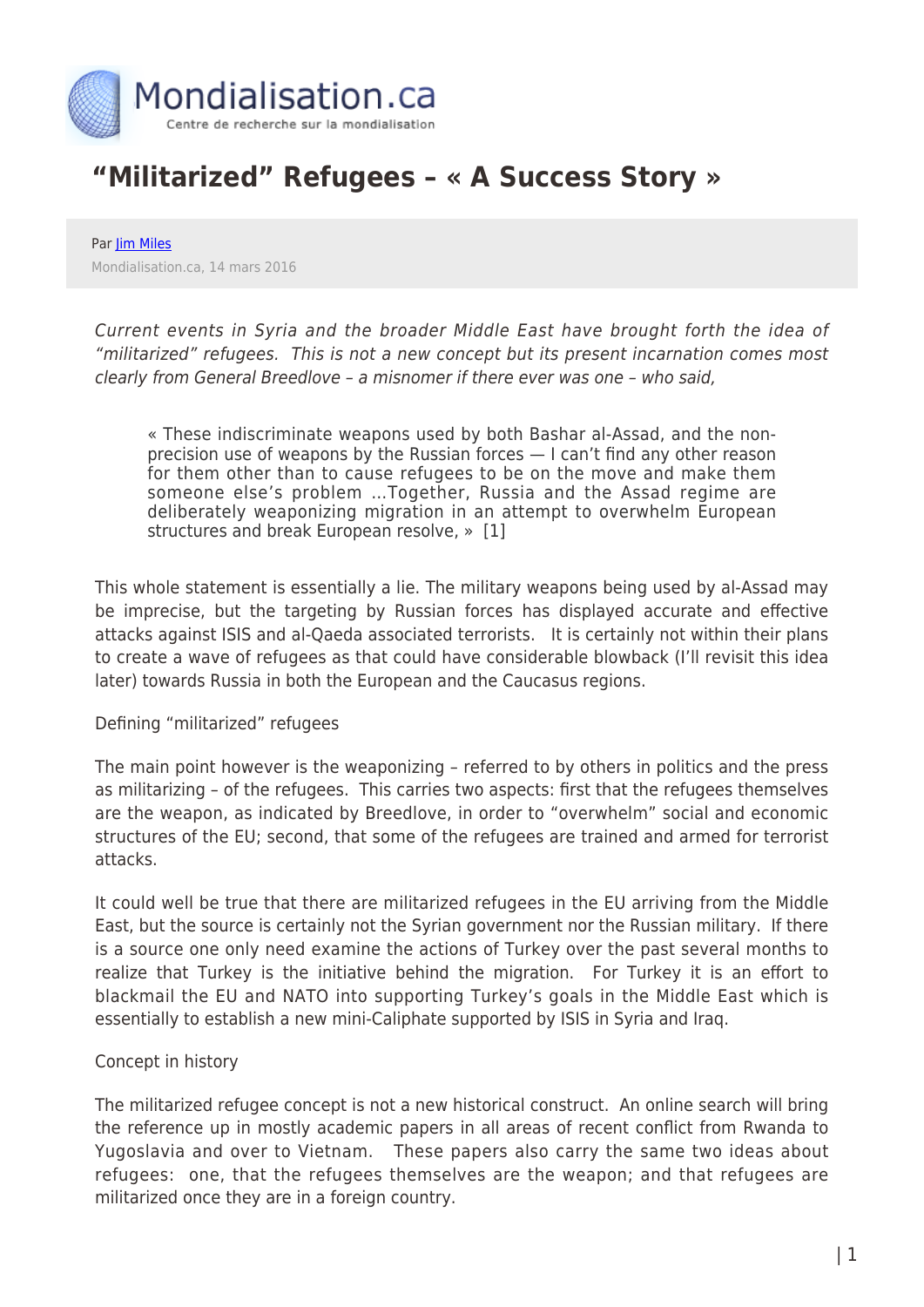# "Militarized" Refugees – « A Success Story »

Par Jim Miles

Mondialisation.ca, 14 mars 2016

*Current events in Syria and the broader Middle East have brought forth the idea of "militarized" refugees. This is not a new concept but its present incarnation comes most clearly from General Breedlove – a misnomer if there ever was one – who said,*

> « These indiscriminate weapons used by both Bashar al-Assad, and the non-precision use of weapons by the Russian forces — I can't find any other reason for them other than to cause refugees to be on the move and make them someone else's problem …Together, Russia and the Assad regime are deliberately weaponizing migration in an attempt to overwhelm European structures and break European resolve, » [1]

This whole statement is essentially a lie. The military weapons being used by al-Assad may be imprecise, but the targeting by Russian forces has displayed accurate and effective attacks against ISIS and al-Qaeda associated terrorists. It is certainly not within their plans to create a wave of refugees as that could have considerable blowback (I'll revisit this idea later) towards Russia in both the European and the Caucasus regions.

Defining "militarized" refugees

The main point however is the weaponizing – referred to by others in politics and the press as militarizing – of the refugees. This carries two aspects: first that the refugees themselves are the weapon, as indicated by Breedlove, in order to "overwhelm" social and economic structures of the EU; second, that some of the refugees are trained and armed for terrorist attacks.

It could well be true that there are militarized refugees in the EU arriving from the Middle East, but the source is certainly not the Syrian government nor the Russian military. If there is a source one only need examine the actions of Turkey over the past several months to realize that Turkey is the initiative behind the migration. For Turkey it is an effort to blackmail the EU and NATO into supporting Turkey's goals in the Middle East which is essentially to establish a new mini-Caliphate supported by ISIS in Syria and Iraq.

Concept in history

The militarized refugee concept is not a new historical construct. An online search will bring the reference up in mostly academic papers in all areas of recent conflict from Rwanda to Yugoslavia and over to Vietnam. These papers also carry the same two ideas about refugees: one, that the refugees themselves are the weapon; and that refugees are militarized once they are in a foreign country.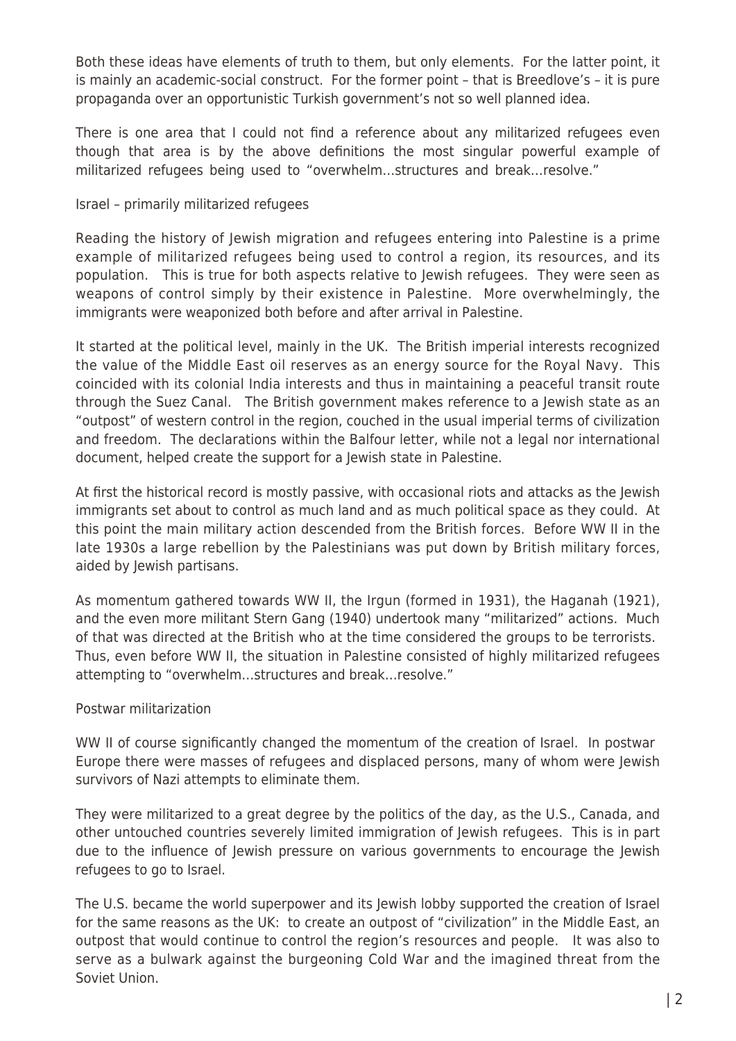Both these ideas have elements of truth to them, but only elements. For the latter point, it is mainly an academic-social construct. For the former point – that is Breedlove's – it is pure propaganda over an opportunistic Turkish government's not so well planned idea.

There is one area that I could not find a reference about any militarized refugees even though that area is by the above definitions the most singular powerful example of militarized refugees being used to "overwhelm…structures and break…resolve."

## Israel – primarily militarized refugees

Reading the history of Jewish migration and refugees entering into Palestine is a prime example of militarized refugees being used to control a region, its resources, and its population. This is true for both aspects relative to Jewish refugees. They were seen as weapons of control simply by their existence in Palestine. More overwhelmingly, the immigrants were weaponized both before and after arrival in Palestine.

It started at the political level, mainly in the UK. The British imperial interests recognized the value of the Middle East oil reserves as an energy source for the Royal Navy. This coincided with its colonial India interests and thus in maintaining a peaceful transit route through the Suez Canal. The British government makes reference to a Jewish state as an "outpost" of western control in the region, couched in the usual imperial terms of civilization and freedom. The declarations within the Balfour letter, while not a legal nor international document, helped create the support for a Jewish state in Palestine.

At first the historical record is mostly passive, with occasional riots and attacks as the Jewish immigrants set about to control as much land and as much political space as they could. At this point the main military action descended from the British forces. Before WW II in the late 1930s a large rebellion by the Palestinians was put down by British military forces, aided by Jewish partisans.

As momentum gathered towards WW II, the Irgun (formed in 1931), the Haganah (1921), and the even more militant Stern Gang (1940) undertook many "militarized" actions. Much of that was directed at the British who at the time considered the groups to be terrorists. Thus, even before WW II, the situation in Palestine consisted of highly militarized refugees attempting to "overwhelm…structures and break…resolve."

## Postwar militarization

WW II of course significantly changed the momentum of the creation of Israel. In postwar Europe there were masses of refugees and displaced persons, many of whom were Jewish survivors of Nazi attempts to eliminate them.

They were militarized to a great degree by the politics of the day, as the U.S., Canada, and other untouched countries severely limited immigration of Jewish refugees. This is in part due to the influence of Jewish pressure on various governments to encourage the Jewish refugees to go to Israel.

The U.S. became the world superpower and its Jewish lobby supported the creation of Israel for the same reasons as the UK: to create an outpost of "civilization" in the Middle East, an outpost that would continue to control the region's resources and people. It was also to serve as a bulwark against the burgeoning Cold War and the imagined threat from the Soviet Union.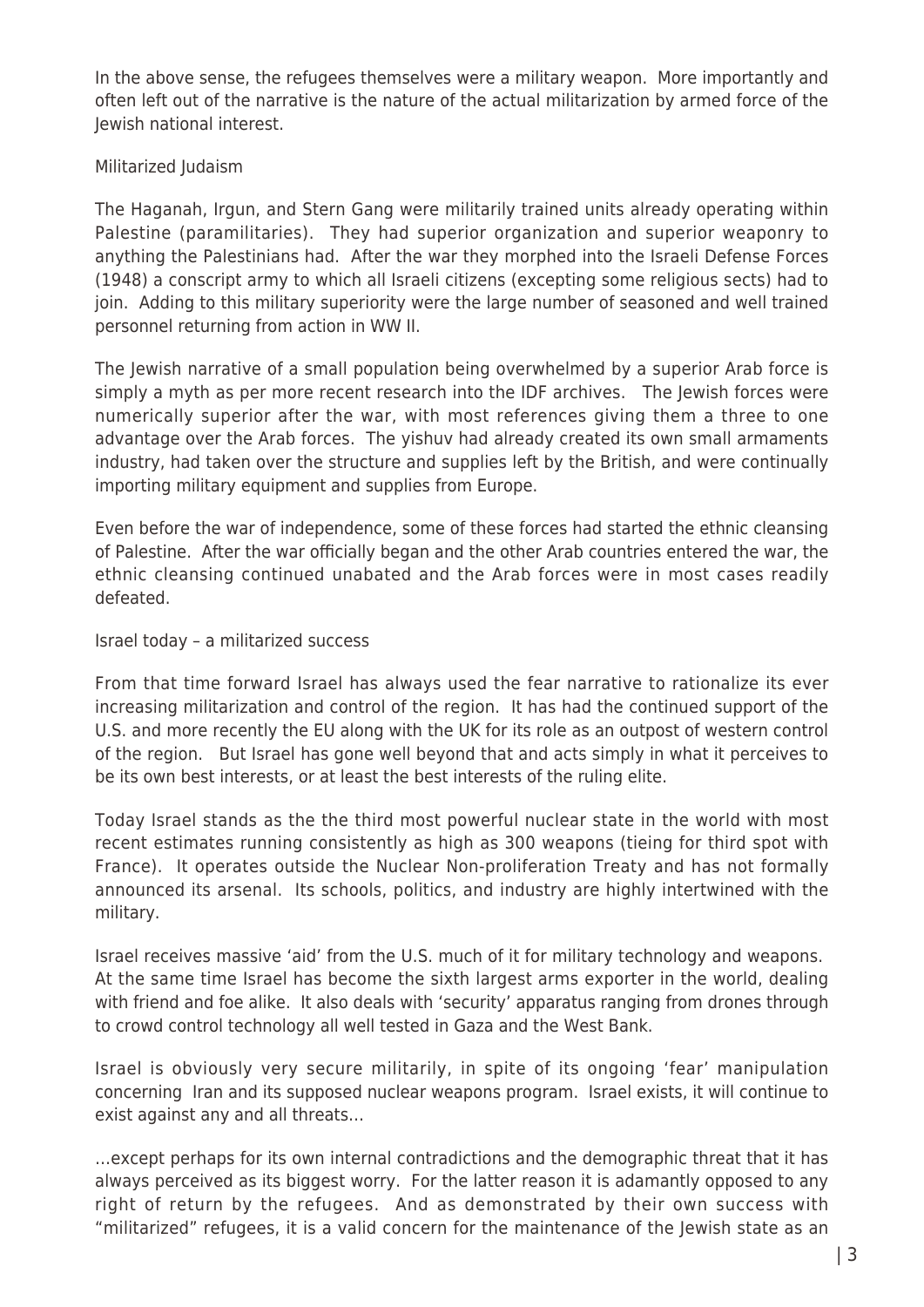In the above sense, the refugees themselves were a military weapon. More importantly and often left out of the narrative is the nature of the actual militarization by armed force of the Jewish national interest.

## Militarized Judaism

The Haganah, Irgun, and Stern Gang were militarily trained units already operating within Palestine (paramilitaries). They had superior organization and superior weaponry to anything the Palestinians had. After the war they morphed into the Israeli Defense Forces (1948) a conscript army to which all Israeli citizens (excepting some religious sects) had to join. Adding to this military superiority were the large number of seasoned and well trained personnel returning from action in WW II.

The Jewish narrative of a small population being overwhelmed by a superior Arab force is simply a myth as per more recent research into the IDF archives. The Jewish forces were numerically superior after the war, with most references giving them a three to one advantage over the Arab forces. The yishuv had already created its own small armaments industry, had taken over the structure and supplies left by the British, and were continually importing military equipment and supplies from Europe.

Even before the war of independence, some of these forces had started the ethnic cleansing of Palestine. After the war officially began and the other Arab countries entered the war, the ethnic cleansing continued unabated and the Arab forces were in most cases readily defeated.

## Israel today – a militarized success

From that time forward Israel has always used the fear narrative to rationalize its ever increasing militarization and control of the region. It has had the continued support of the U.S. and more recently the EU along with the UK for its role as an outpost of western control of the region. But Israel has gone well beyond that and acts simply in what it perceives to be its own best interests, or at least the best interests of the ruling elite.

Today Israel stands as the the third most powerful nuclear state in the world with most recent estimates running consistently as high as 300 weapons (tieing for third spot with France). It operates outside the Nuclear Non-proliferation Treaty and has not formally announced its arsenal. Its schools, politics, and industry are highly intertwined with the military.

Israel receives massive 'aid' from the U.S. much of it for military technology and weapons. At the same time Israel has become the sixth largest arms exporter in the world, dealing with friend and foe alike. It also deals with 'security' apparatus ranging from drones through to crowd control technology all well tested in Gaza and the West Bank.

Israel is obviously very secure militarily, in spite of its ongoing 'fear' manipulation concerning Iran and its supposed nuclear weapons program. Israel exists, it will continue to exist against any and all threats…

…except perhaps for its own internal contradictions and the demographic threat that it has always perceived as its biggest worry. For the latter reason it is adamantly opposed to any right of return by the refugees. And as demonstrated by their own success with "militarized" refugees, it is a valid concern for the maintenance of the Jewish state as an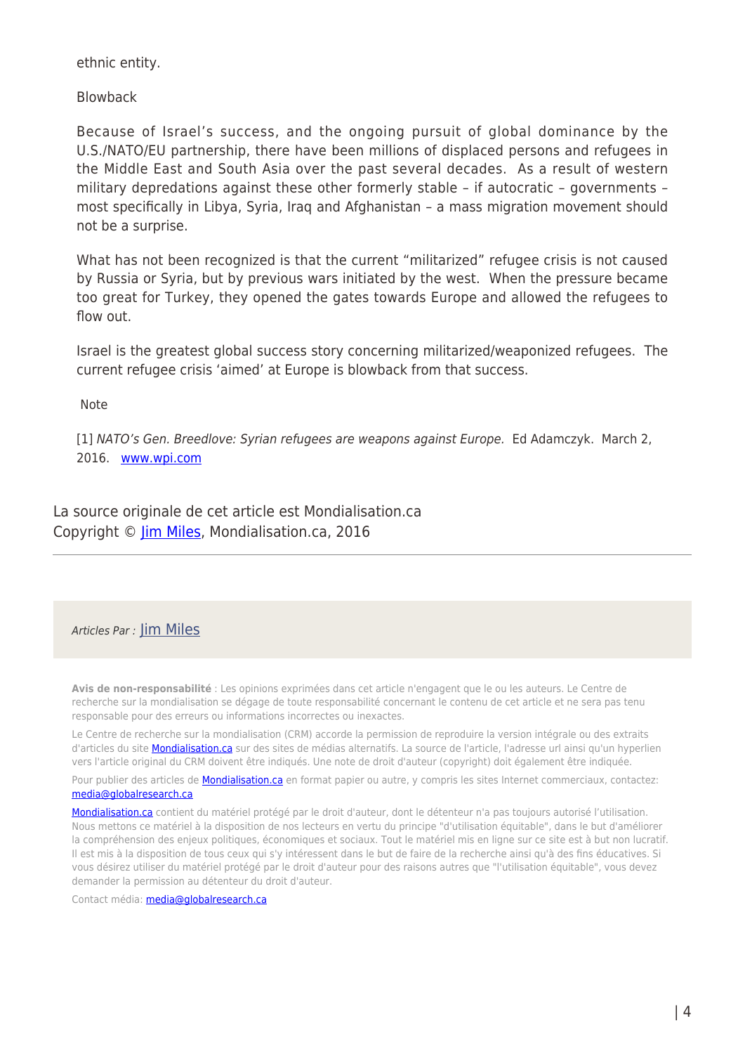ethnic entity.

## Blowback

Because of Israel's success, and the ongoing pursuit of global dominance by the U.S./NATO/EU partnership, there have been millions of displaced persons and refugees in the Middle East and South Asia over the past several decades. As a result of western military depredations against these other formerly stable – if autocratic – governments – most specifically in Libya, Syria, Iraq and Afghanistan – a mass migration movement should not be a surprise.

What has not been recognized is that the current "militarized" refugee crisis is not caused by Russia or Syria, but by previous wars initiated by the west. When the pressure became too great for Turkey, they opened the gates towards Europe and allowed the refugees to flow out.

Israel is the greatest global success story concerning militarized/weaponized refugees. The current refugee crisis 'aimed' at Europe is blowback from that success.

Note

[1] *NATO's Gen. Breedlove: Syrian refugees are weapons against Europe.* Ed Adamczyk. March 2, 2016. [www.wpi.com](www.wpi.com)

La source originale de cet article est Mondialisation.ca
Copyright © [Jim Miles](Jim Miles), Mondialisation.ca, 2016

---

*Articles Par :* [Jim Miles](Jim Miles)

**Avis de non-responsabilité** : Les opinions exprimées dans cet article n'engagent que le ou les auteurs. Le Centre de recherche sur la mondialisation se dégage de toute responsabilité concernant le contenu de cet article et ne sera pas tenu responsable pour des erreurs ou informations incorrectes ou inexactes.

Le Centre de recherche sur la mondialisation (CRM) accorde la permission de reproduire la version intégrale ou des extraits d'articles du site [Mondialisation.ca](Mondialisation.ca) sur des sites de médias alternatifs. La source de l'article, l'adresse url ainsi qu'un hyperlien vers l'article original du CRM doivent être indiqués. Une note de droit d'auteur (copyright) doit également être indiquée.

Pour publier des articles de [Mondialisation.ca](Mondialisation.ca) en format papier ou autre, y compris les sites Internet commerciaux, contactez: [media@globalresearch.ca](mailto:media@globalresearch.ca)

[Mondialisation.ca](Mondialisation.ca) contient du matériel protégé par le droit d'auteur, dont le détenteur n'a pas toujours autorisé l'utilisation. Nous mettons ce matériel à la disposition de nos lecteurs en vertu du principe "d'utilisation équitable", dans le but d'améliorer la compréhension des enjeux politiques, économiques et sociaux. Tout le matériel mis en ligne sur ce site est à but non lucratif. Il est mis à la disposition de tous ceux qui s'y intéressent dans le but de faire de la recherche ainsi qu'à des fins éducatives. Si vous désirez utiliser du matériel protégé par le droit d'auteur pour des raisons autres que "l'utilisation équitable", vous devez demander la permission au détenteur du droit d'auteur.

Contact média: [media@globalresearch.ca](mailto:media@globalresearch.ca)